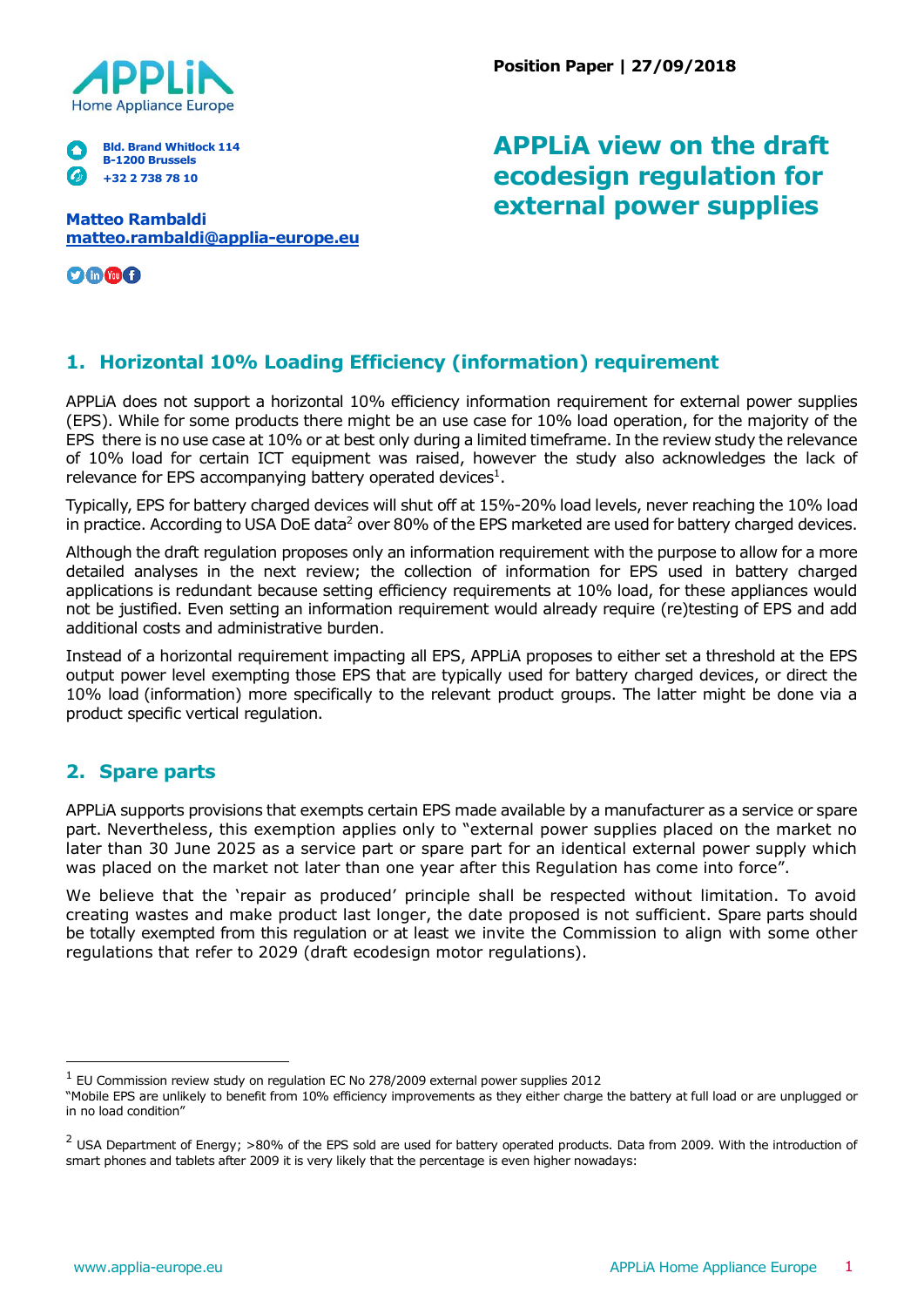APPLiA
Home Appliance Europe

Bld. Brand Whitlock 114
B-1200 Brussels
+32 2 738 78 10

**Matteo Rambaldi**
**matteo.rambaldi@applia-europe.eu**

**Position Paper | 27/09/2018**

# APPLiA view on the draft ecodesign regulation for external power supplies

## 1. Horizontal 10% Loading Efficiency (information) requirement

APPLiA does not support a horizontal 10% efficiency information requirement for external power supplies (EPS). While for some products there might be an use case for 10% load operation, for the majority of the EPS there is no use case at 10% or at best only during a limited timeframe. In the review study the relevance of 10% load for certain ICT equipment was raised, however the study also acknowledges the lack of relevance for EPS accompanying battery operated devices[1].

Typically, EPS for battery charged devices will shut off at 15%-20% load levels, never reaching the 10% load in practice. According to USA DoE data[2] over 80% of the EPS marketed are used for battery charged devices.

Although the draft regulation proposes only an information requirement with the purpose to allow for a more detailed analyses in the next review; the collection of information for EPS used in battery charged applications is redundant because setting efficiency requirements at 10% load, for these appliances would not be justified. Even setting an information requirement would already require (re)testing of EPS and add additional costs and administrative burden.

Instead of a horizontal requirement impacting all EPS, APPLiA proposes to either set a threshold at the EPS output power level exempting those EPS that are typically used for battery charged devices, or direct the 10% load (information) more specifically to the relevant product groups. The latter might be done via a product specific vertical regulation.

## 2. Spare parts

APPLiA supports provisions that exempts certain EPS made available by a manufacturer as a service or spare part. Nevertheless, this exemption applies only to "external power supplies placed on the market no later than 30 June 2025 as a service part or spare part for an identical external power supply which was placed on the market not later than one year after this Regulation has come into force".

We believe that the 'repair as produced' principle shall be respected without limitation. To avoid creating wastes and make product last longer, the date proposed is not sufficient. Spare parts should be totally exempted from this regulation or at least we invite the Commission to align with some other regulations that refer to 2029 (draft ecodesign motor regulations).

---

[1] EU Commission review study on regulation EC No 278/2009 external power supplies 2012
"Mobile EPS are unlikely to benefit from 10% efficiency improvements as they either charge the battery at full load or are unplugged or in no load condition"

[2] USA Department of Energy; >80% of the EPS sold are used for battery operated products. Data from 2009. With the introduction of smart phones and tablets after 2009 it is very likely that the percentage is even higher nowadays: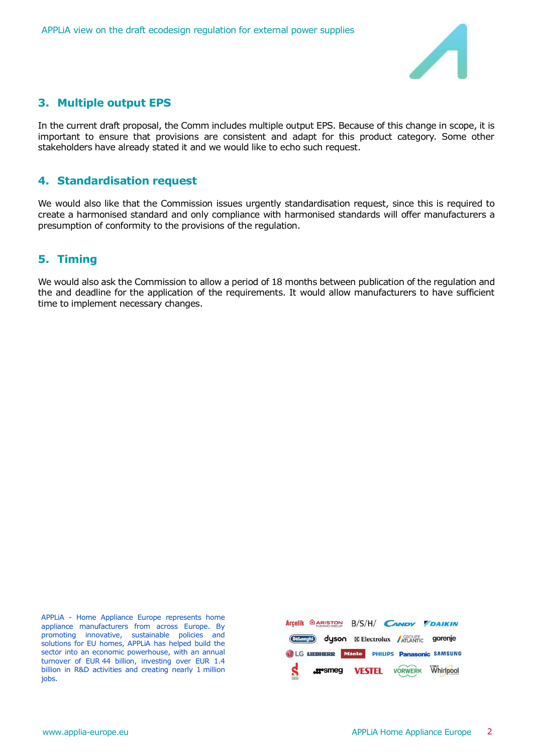## 3. Multiple output EPS

In the current draft proposal, the Comm includes multiple output EPS. Because of this change in scope, it is important to ensure that provisions are consistent and adapt for this product category. Some other stakeholders have already stated it and we would like to echo such request.

## 4. Standardisation request

We would also like that the Commission issues urgently standardisation request, since this is required to create a harmonised standard and only compliance with harmonised standards will offer manufacturers a presumption of conformity to the provisions of the regulation.

## 5. Timing

We would also ask the Commission to allow a period of 18 months between publication of the regulation and the and deadline for the application of the requirements. It would allow manufacturers to have sufficient time to implement necessary changes.

APPLiA - Home Appliance Europe represents home appliance manufacturers from across Europe. By promoting innovative, sustainable policies and solutions for EU homes, APPLiA has helped build the sector into an economic powerhouse, with an annual turnover of EUR 44 billion, investing over EUR 1.4 billion in R&D activities and creating nearly 1 million jobs.

Arçelik, ARISTON THERMO GROUP, B/S/H/, CANDY, DAIKIN, DeLonghi, dyson, Electrolux, GROUPE ATLANTIC, gorenje, LG, LIEBHERR, Miele, PHILIPS, Panasonic, SAMSUNG, SEB, smeg, VESTEL, VORWERK, Whirlpool

www.applia-europe.eu